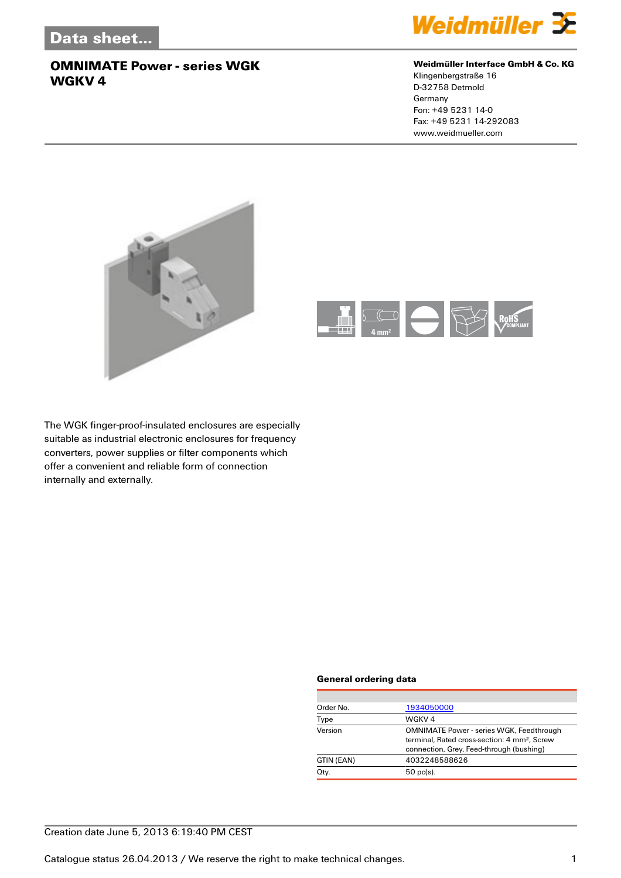# Data sheet...

## OMNIMATE Power - series WGK WGKV 4

**Weidmüller Interface GmbH & Co. KG**
Klingenbergstraße 16
D-32758 Detmold
Germany
Fon: +49 5231 14-0
Fax: +49 5231 14-292083
www.weidmueller.com

The WGK finger-proof-insulated enclosures are especially suitable as industrial electronic enclosures for frequency converters, power supplies or filter components which offer a convenient and reliable form of connection internally and externally.

### General ordering data

| | |
|---|---|
| Order No. | 1934050000 |
| Type | WGKV 4 |
| Version | OMNIMATE Power - series WGK, Feedthrough terminal, Rated cross-section: 4 mm², Screw connection, Grey, Feed-through (bushing) |
| GTIN (EAN) | 4032248588626 |
| Qty. | 50 pc(s). |

Creation date June 5, 2013 6:19:40 PM CEST

Catalogue status 26.04.2013 / We reserve the right to make technical changes.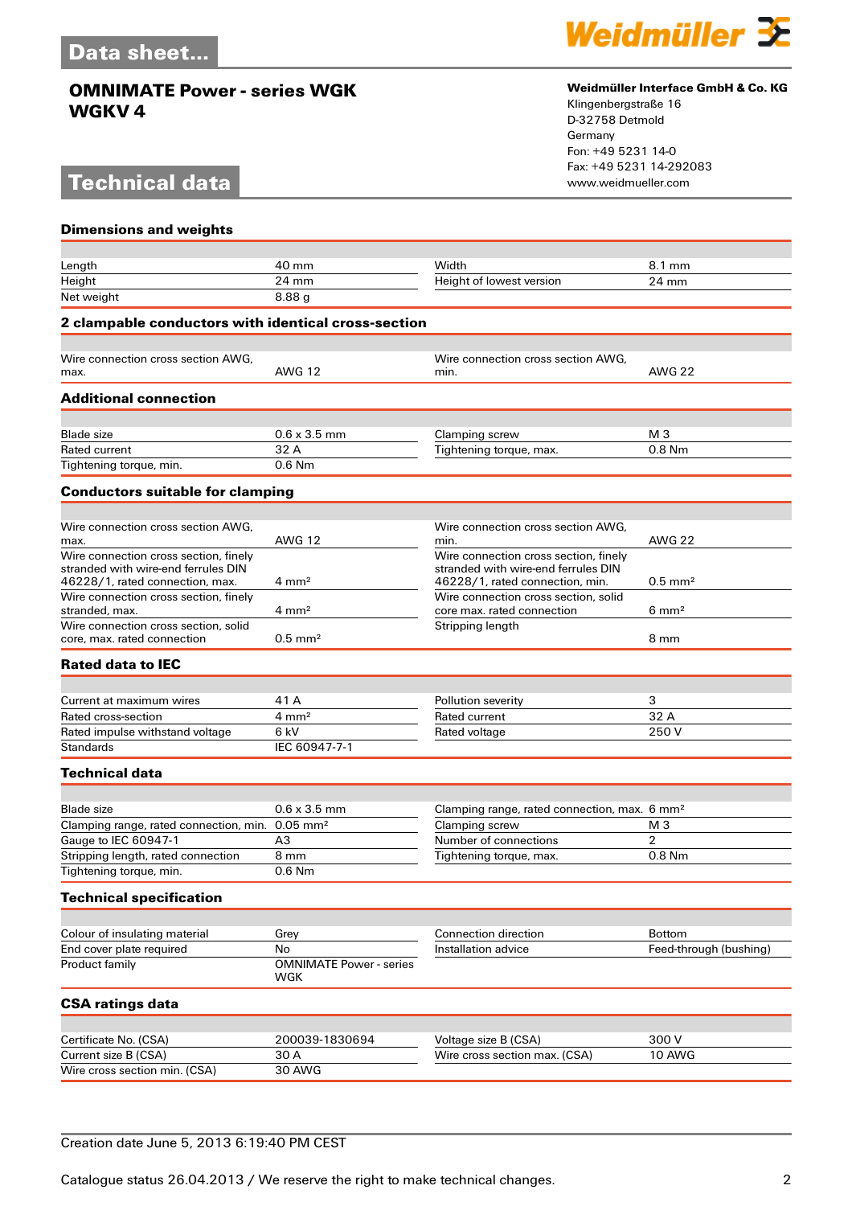Data sheet...

**OMNIMATE Power - series WGK**
**WGKV 4**

**Weidmüller Interface GmbH & Co. KG**
Klingenbergstraße 16
D-32758 Detmold
Germany
Fon: +49 5231 14-0
Fax: +49 5231 14-292083
www.weidmueller.com

# Technical data

## Dimensions and weights

| | | | |
|---|---|---|---|
| Length | 40 mm | Width | 8.1 mm |
| Height | 24 mm | Height of lowest version | 24 mm |
| Net weight | 8.88 g | | |

## 2 clampable conductors with identical cross-section

| | | | |
|---|---|---|---|
| Wire connection cross section AWG, max. | AWG 12 | Wire connection cross section AWG, min. | AWG 22 |

## Additional connection

| | | | |
|---|---|---|---|
| Blade size | 0.6 x 3.5 mm | Clamping screw | M 3 |
| Rated current | 32 A | Tightening torque, max. | 0.8 Nm |
| Tightening torque, min. | 0.6 Nm | | |

## Conductors suitable for clamping

| | | | |
|---|---|---|---|
| Wire connection cross section AWG, max. | AWG 12 | Wire connection cross section AWG, min. | AWG 22 |
| Wire connection cross section, finely stranded with wire-end ferrules DIN 46228/1, rated connection, max. | 4 mm² | Wire connection cross section, finely stranded with wire-end ferrules DIN 46228/1, rated connection, min. | 0.5 mm² |
| Wire connection cross section, finely stranded, max. | 4 mm² | Wire connection cross section, solid core max. rated connection | 6 mm² |
| Wire connection cross section, solid core, max. rated connection | 0.5 mm² | Stripping length | 8 mm |

## Rated data to IEC

| | | | |
|---|---|---|---|
| Current at maximum wires | 41 A | Pollution severity | 3 |
| Rated cross-section | 4 mm² | Rated current | 32 A |
| Rated impulse withstand voltage | 6 kV | Rated voltage | 250 V |
| Standards | IEC 60947-7-1 | | |

## Technical data

| | | | |
|---|---|---|---|
| Blade size | 0.6 x 3.5 mm | Clamping range, rated connection, max. | 6 mm² |
| Clamping range, rated connection, min. | 0.05 mm² | Clamping screw | M 3 |
| Gauge to IEC 60947-1 | A3 | Number of connections | 2 |
| Stripping length, rated connection | 8 mm | Tightening torque, max. | 0.8 Nm |
| Tightening torque, min. | 0.6 Nm | | |

## Technical specification

| | | | |
|---|---|---|---|
| Colour of insulating material | Grey | Connection direction | Bottom |
| End cover plate required | No | Installation advice | Feed-through (bushing) |
| Product family | OMNIMATE Power - series WGK | | |

## CSA ratings data

| | | | |
|---|---|---|---|
| Certificate No. (CSA) | 200039-1830694 | Voltage size B (CSA) | 300 V |
| Current size B (CSA) | 30 A | Wire cross section max. (CSA) | 10 AWG |
| Wire cross section min. (CSA) | 30 AWG | | |

Creation date June 5, 2013 6:19:40 PM CEST

Catalogue status 26.04.2013 / We reserve the right to make technical changes.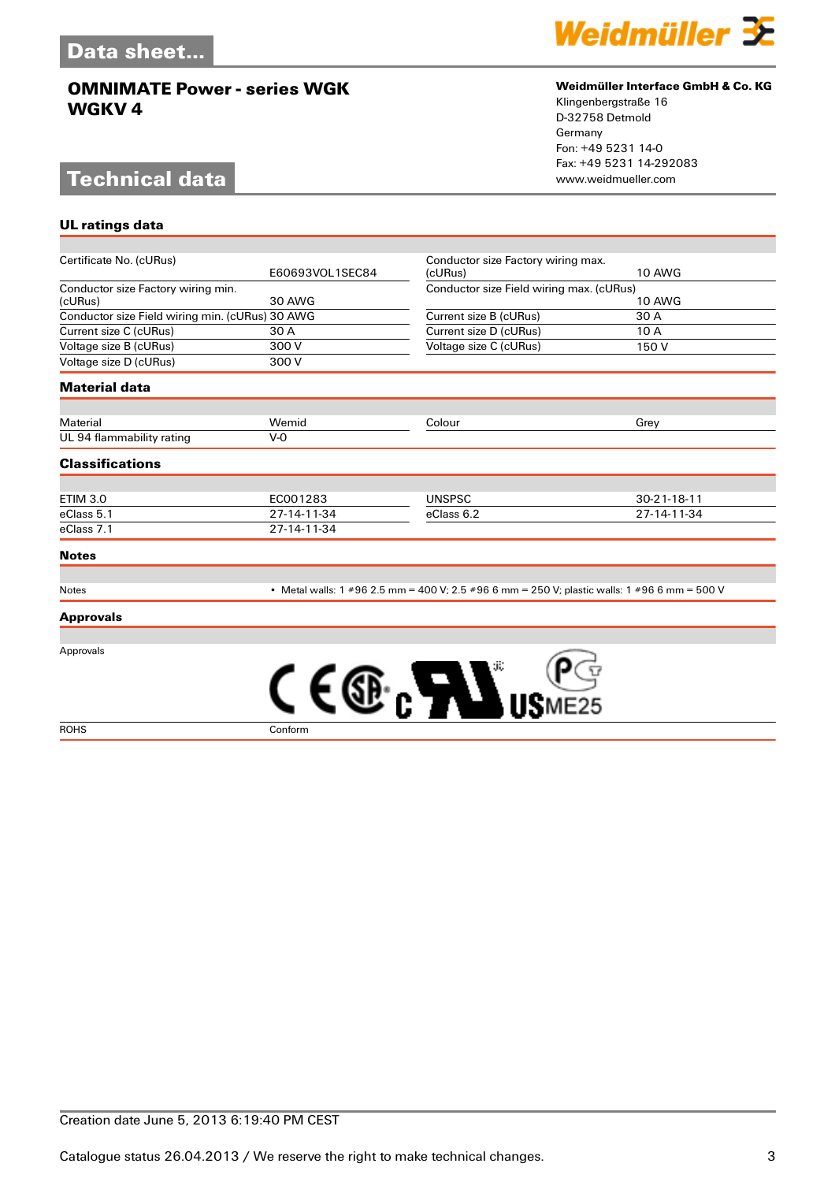# Data sheet...

## OMNIMATE Power - series WGK
## WGKV 4

**Weidmüller Interface GmbH & Co. KG**
Klingenbergstraße 16
D-32758 Detmold
Germany
Fon: +49 5231 14-0
Fax: +49 5231 14-292083
www.weidmueller.com

# Technical data

### UL ratings data

| | | | |
|---|---|---|---|
| Certificate No. (cURus) | E60693VOL1SEC84 | Conductor size Factory wiring max. (cURus) | 10 AWG |
| Conductor size Factory wiring min. (cURus) | 30 AWG | Conductor size Field wiring max. (cURus) | 10 AWG |
| Conductor size Field wiring min. (cURus) | 30 AWG | Current size B (cURus) | 30 A |
| Current size C (cURus) | 30 A | Current size D (cURus) | 10 A |
| Voltage size B (cURus) | 300 V | Voltage size C (cURus) | 150 V |
| Voltage size D (cURus) | 300 V | | |

### Material data

| | | | |
|---|---|---|---|
| Material | Wemid | Colour | Grey |
| UL 94 flammability rating | V-0 | | |

### Classifications

| | | | |
|---|---|---|---|
| ETIM 3.0 | EC001283 | UNSPSC | 30-21-18-11 |
| eClass 5.1 | 27-14-11-34 | eClass 6.2 | 27-14-11-34 |
| eClass 7.1 | 27-14-11-34 | | |

### Notes

| | |
|---|---|
| Notes | • Metal walls: 1 #96 2.5 mm = 400 V; 2.5 #96 6 mm = 250 V; plastic walls: 1 #96 6 mm = 500 V |

### Approvals

| | |
|---|---|
| Approvals | CE, CSA, cURus, PCT ME25 |
| ROHS | Conform |

Creation date June 5, 2013 6:19:40 PM CEST

Catalogue status 26.04.2013 / We reserve the right to make technical changes.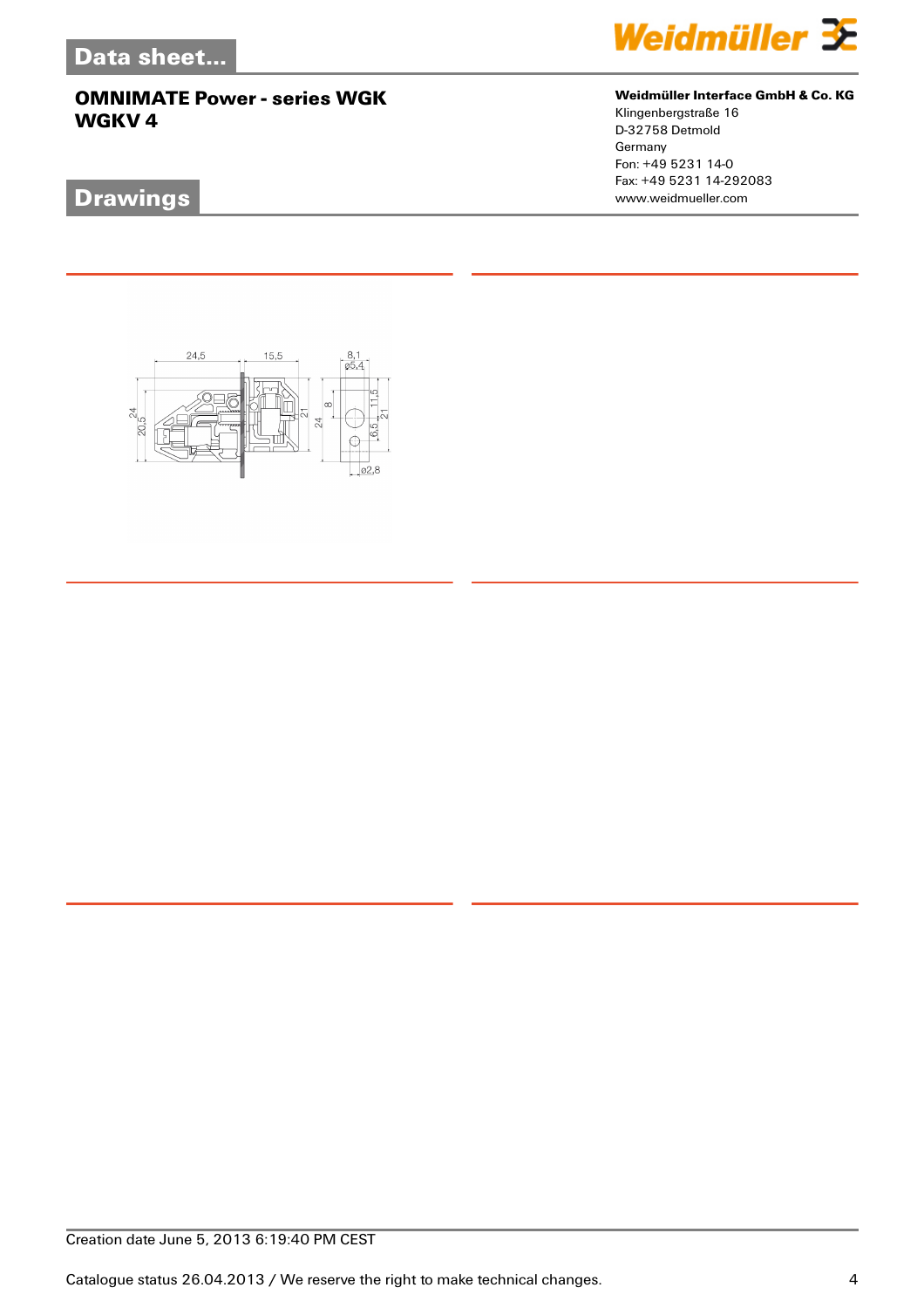## Data sheet...

**OMNIMATE Power - series WGK**
**WGKV 4**

**Weidmüller Interface GmbH & Co. KG**
Klingenbergstraße 16
D-32758 Detmold
Germany
Fon: +49 5231 14-0
Fax: +49 5231 14-292083
www.weidmueller.com

## Drawings

24,5
15,5
8,1
ø5,4
24
20,5
21
8
24
11,5
6,5
21
ø2,8

Creation date June 5, 2013 6:19:40 PM CEST

Catalogue status 26.04.2013 / We reserve the right to make technical changes.